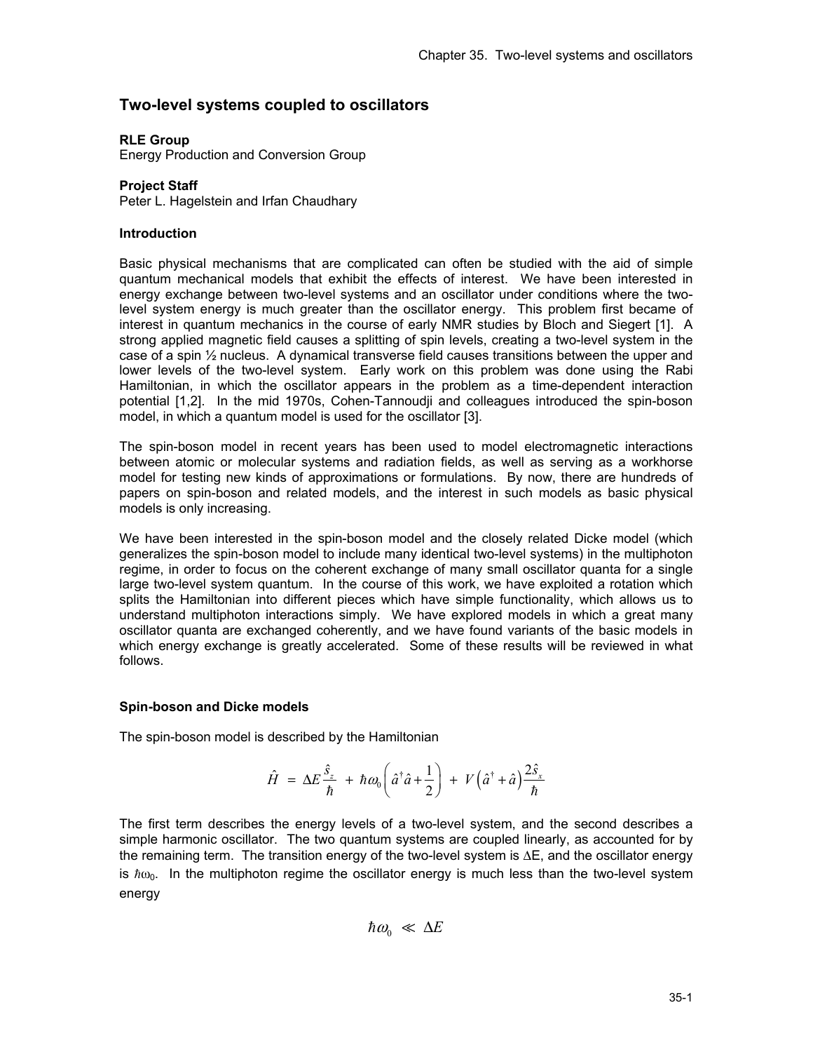# Two-level systems coupled to oscillators

**RLE Group**
Energy Production and Conversion Group

**Project Staff**
Peter L. Hagelstein and Irfan Chaudhary

### Introduction

Basic physical mechanisms that are complicated can often be studied with the aid of simple quantum mechanical models that exhibit the effects of interest. We have been interested in energy exchange between two-level systems and an oscillator under conditions where the two-level system energy is much greater than the oscillator energy. This problem first became of interest in quantum mechanics in the course of early NMR studies by Bloch and Siegert [1]. A strong applied magnetic field causes a splitting of spin levels, creating a two-level system in the case of a spin ½ nucleus. A dynamical transverse field causes transitions between the upper and lower levels of the two-level system. Early work on this problem was done using the Rabi Hamiltonian, in which the oscillator appears in the problem as a time-dependent interaction potential [1,2]. In the mid 1970s, Cohen-Tannoudji and colleagues introduced the spin-boson model, in which a quantum model is used for the oscillator [3].

The spin-boson model in recent years has been used to model electromagnetic interactions between atomic or molecular systems and radiation fields, as well as serving as a workhorse model for testing new kinds of approximations or formulations. By now, there are hundreds of papers on spin-boson and related models, and the interest in such models as basic physical models is only increasing.

We have been interested in the spin-boson model and the closely related Dicke model (which generalizes the spin-boson model to include many identical two-level systems) in the multiphoton regime, in order to focus on the coherent exchange of many small oscillator quanta for a single large two-level system quantum. In the course of this work, we have exploited a rotation which splits the Hamiltonian into different pieces which have simple functionality, which allows us to understand multiphoton interactions simply. We have explored models in which a great many oscillator quanta are exchanged coherently, and we have found variants of the basic models in which energy exchange is greatly accelerated. Some of these results will be reviewed in what follows.

### Spin-boson and Dicke models

The spin-boson model is described by the Hamiltonian

$$\hat{H} = \Delta E \frac{\hat{s}_z}{\hbar} + \hbar\omega_0\left(\hat{a}^\dagger\hat{a}+\frac{1}{2}\right) + V\left(\hat{a}^\dagger+\hat{a}\right)\frac{2\hat{s}_x}{\hbar}$$

The first term describes the energy levels of a two-level system, and the second describes a simple harmonic oscillator. The two quantum systems are coupled linearly, as accounted for by the remaining term. The transition energy of the two-level system is $\Delta E$, and the oscillator energy is $\hbar\omega_0$. In the multiphoton regime the oscillator energy is much less than the two-level system energy

$$\hbar\omega_0 \ll \Delta E$$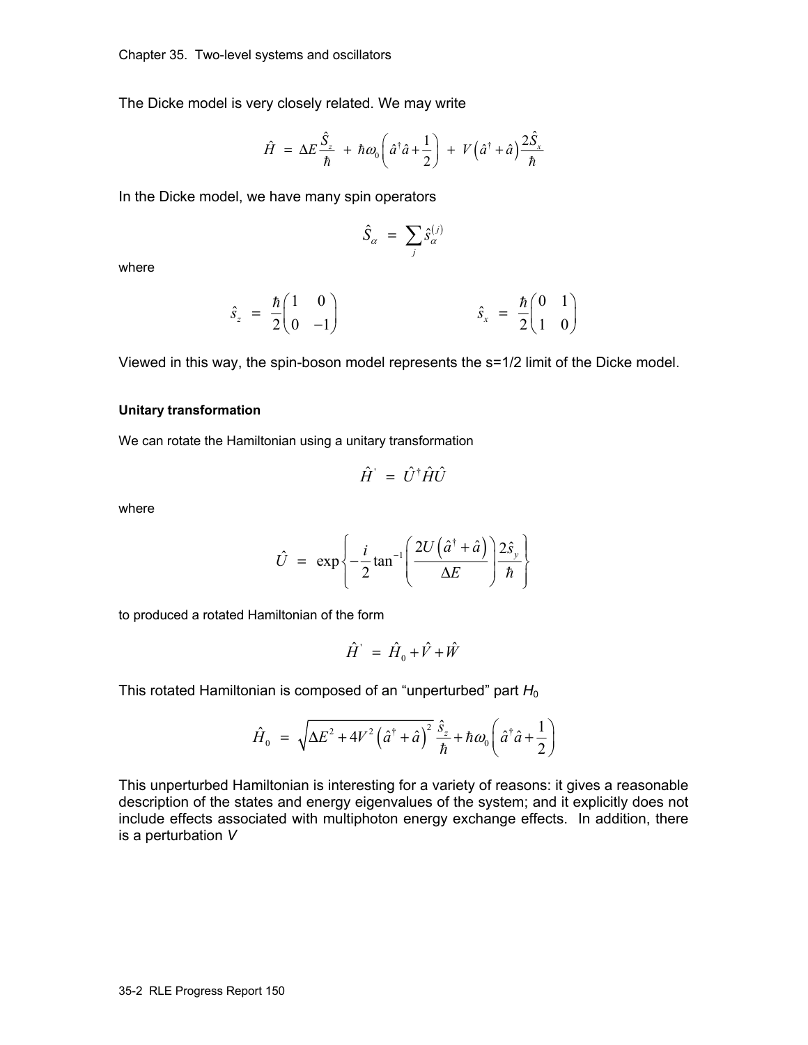The Dicke model is very closely related. We may write

$$\hat{H} \;=\; \Delta E \frac{\hat{S}_z}{\hbar} \;+\; \hbar\omega_0 \left( \hat{a}^\dagger \hat{a} + \frac{1}{2} \right) \;+\; V\left(\hat{a}^\dagger + \hat{a}\right) \frac{2\hat{S}_x}{\hbar}$$

In the Dicke model, we have many spin operators

$$\hat{S}_\alpha \;=\; \sum_j \hat{s}_\alpha^{(j)}$$

where

$$\hat{s}_z \;=\; \frac{\hbar}{2}\begin{pmatrix} 1 & 0 \\ 0 & -1 \end{pmatrix} \qquad\qquad \hat{s}_x \;=\; \frac{\hbar}{2}\begin{pmatrix} 0 & 1 \\ 1 & 0 \end{pmatrix}$$

Viewed in this way, the spin-boson model represents the s=1/2 limit of the Dicke model.

#### Unitary transformation

We can rotate the Hamiltonian using a unitary transformation

$$\hat{H}^{'} \;=\; \hat{U}^\dagger \hat{H} \hat{U}$$

where

$$\hat{U} \;=\; \exp\left\{ -\frac{i}{2} \tan^{-1}\left( \frac{2U\left(\hat{a}^\dagger + \hat{a}\right)}{\Delta E} \right) \frac{2\hat{s}_y}{\hbar} \right\}$$

to produced a rotated Hamiltonian of the form

$$\hat{H}^{'} \;=\; \hat{H}_0 + \hat{V} + \hat{W}$$

This rotated Hamiltonian is composed of an "unperturbed" part $H_0$

$$\hat{H}_0 \;=\; \sqrt{\Delta E^2 + 4V^2\left(\hat{a}^\dagger + \hat{a}\right)^2}\,\frac{\hat{s}_z}{\hbar} + \hbar\omega_0\left( \hat{a}^\dagger \hat{a} + \frac{1}{2} \right)$$

This unperturbed Hamiltonian is interesting for a variety of reasons: it gives a reasonable description of the states and energy eigenvalues of the system; and it explicitly does not include effects associated with multiphoton energy exchange effects. In addition, there is a perturbation $V$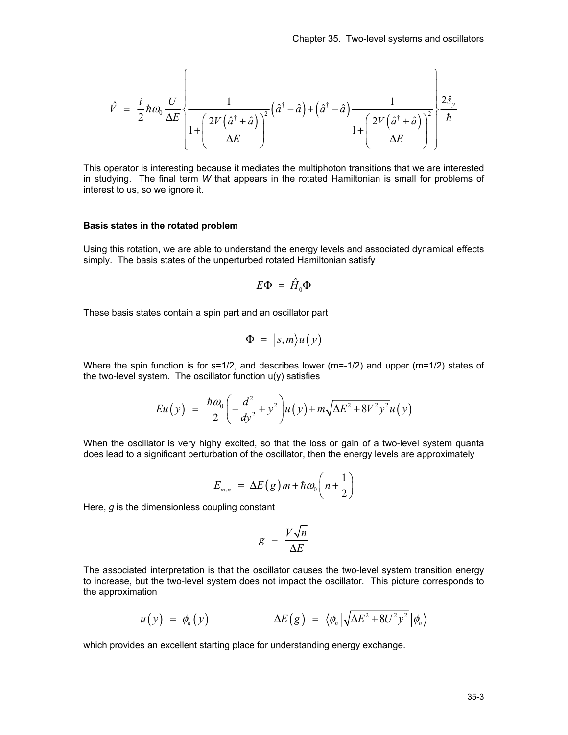$$\hat{V} = \frac{i}{2}\hbar\omega_0 \frac{U}{\Delta E}\left\{ \frac{1}{1+\left(\frac{2V\left(\hat{a}^\dagger + \hat{a}\right)}{\Delta E}\right)^2}\left(\hat{a}^\dagger - \hat{a}\right) + \left(\hat{a}^\dagger - \hat{a}\right)\frac{1}{1+\left(\frac{2V\left(\hat{a}^\dagger + \hat{a}\right)}{\Delta E}\right)^2} \right\}\frac{2\hat{s}_y}{\hbar}$$

This operator is interesting because it mediates the multiphoton transitions that we are interested in studying. The final term *W* that appears in the rotated Hamiltonian is small for problems of interest to us, so we ignore it.

**Basis states in the rotated problem**

Using this rotation, we are able to understand the energy levels and associated dynamical effects simply. The basis states of the unperturbed rotated Hamiltonian satisfy

$$E\Phi = \hat{H}_0\Phi$$

These basis states contain a spin part and an oscillator part

$$\Phi = |s,m\rangle u(y)$$

Where the spin function is for s=1/2, and describes lower (m=-1/2) and upper (m=1/2) states of the two-level system. The oscillator function u(y) satisfies

$$Eu(y) = \frac{\hbar\omega_0}{2}\left(-\frac{d^2}{dy^2} + y^2\right)u(y) + m\sqrt{\Delta E^2 + 8V^2y^2}\,u(y)$$

When the oscillator is very highy excited, so that the loss or gain of a two-level system quanta does lead to a significant perturbation of the oscillator, then the energy levels are approximately

$$E_{m,n} = \Delta E(g)m + \hbar\omega_0\left(n + \frac{1}{2}\right)$$

Here, *g* is the dimensionless coupling constant

$$g = \frac{V\sqrt{n}}{\Delta E}$$

The associated interpretation is that the oscillator causes the two-level system transition energy to increase, but the two-level system does not impact the oscillator. This picture corresponds to the approximation

$$u(y) = \phi_n(y) \qquad\qquad \Delta E(g) = \langle\phi_n|\sqrt{\Delta E^2 + 8U^2y^2}\,|\phi_n\rangle$$

which provides an excellent starting place for understanding energy exchange.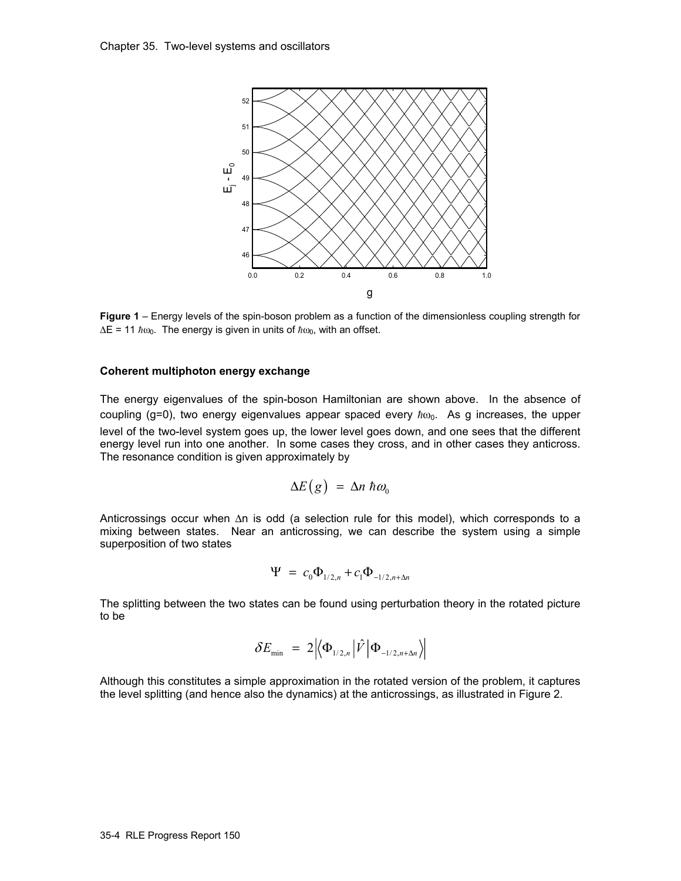**Figure 1** – Energy levels of the spin-boson problem as a function of the dimensionless coupling strength for $\Delta E = 11\ \hbar\omega_0$. The energy is given in units of $\hbar\omega_0$, with an offset.

### Coherent multiphoton energy exchange

The energy eigenvalues of the spin-boson Hamiltonian are shown above. In the absence of coupling (g=0), two energy eigenvalues appear spaced every $\hbar\omega_0$. As g increases, the upper level of the two-level system goes up, the lower level goes down, and one sees that the different energy level run into one another. In some cases they cross, and in other cases they anticross. The resonance condition is given approximately by

$$\Delta E(g) \ = \ \Delta n \ \hbar\omega_0$$

Anticrossings occur when $\Delta n$ is odd (a selection rule for this model), which corresponds to a mixing between states. Near an anticrossing, we can describe the system using a simple superposition of two states

$$\Psi \ = \ c_0 \Phi_{1/2,n} + c_1 \Phi_{-1/2,n+\Delta n}$$

The splitting between the two states can be found using perturbation theory in the rotated picture to be

$$\delta E_{\min} \ = \ 2 \left| \left\langle \Phi_{1/2,n} \left| \hat{V} \right| \Phi_{-1/2,n+\Delta n} \right\rangle \right|$$

Although this constitutes a simple approximation in the rotated version of the problem, it captures the level splitting (and hence also the dynamics) at the anticrossings, as illustrated in Figure 2.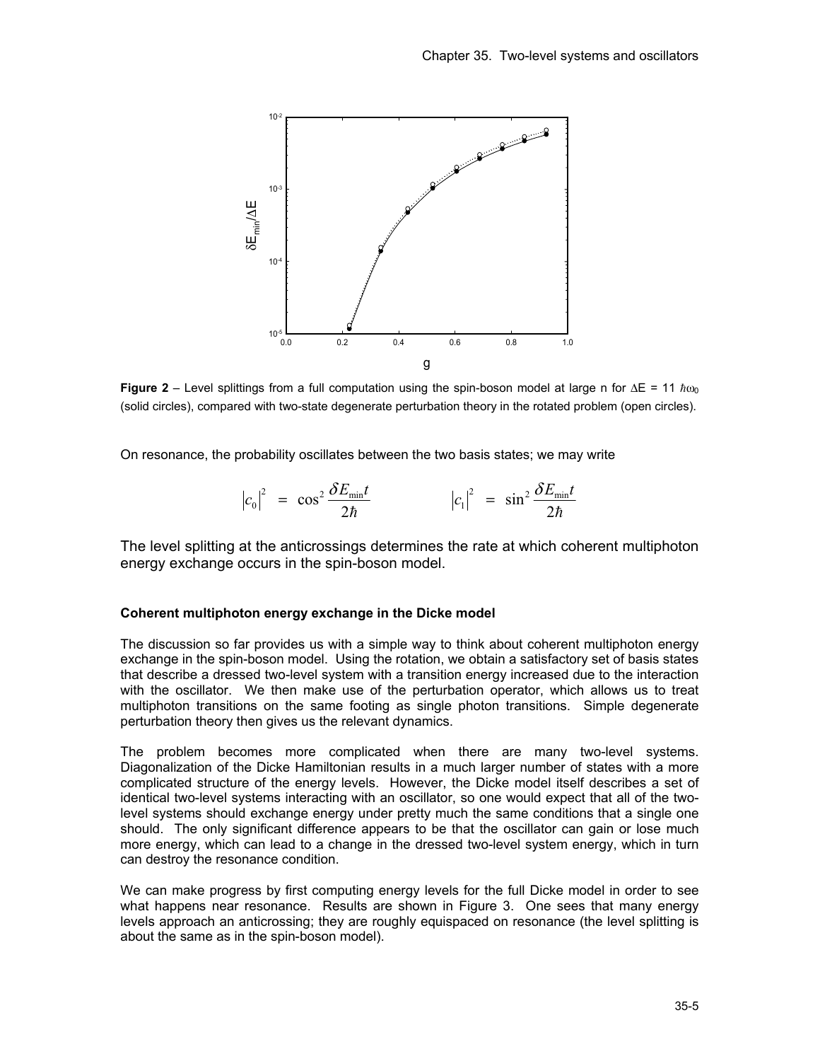**Figure 2** – Level splittings from a full computation using the spin-boson model at large n for $\Delta E = 11\ \hbar\omega_0$ (solid circles), compared with two-state degenerate perturbation theory in the rotated problem (open circles).

On resonance, the probability oscillates between the two basis states; we may write

$$|c_0|^2 \ = \ \cos^2 \frac{\delta E_{\min} t}{2\hbar} \qquad\qquad |c_1|^2 \ = \ \sin^2 \frac{\delta E_{\min} t}{2\hbar}$$

The level splitting at the anticrossings determines the rate at which coherent multiphoton energy exchange occurs in the spin-boson model.

### Coherent multiphoton energy exchange in the Dicke model

The discussion so far provides us with a simple way to think about coherent multiphoton energy exchange in the spin-boson model. Using the rotation, we obtain a satisfactory set of basis states that describe a dressed two-level system with a transition energy increased due to the interaction with the oscillator. We then make use of the perturbation operator, which allows us to treat multiphoton transitions on the same footing as single photon transitions. Simple degenerate perturbation theory then gives us the relevant dynamics.

The problem becomes more complicated when there are many two-level systems. Diagonalization of the Dicke Hamiltonian results in a much larger number of states with a more complicated structure of the energy levels. However, the Dicke model itself describes a set of identical two-level systems interacting with an oscillator, so one would expect that all of the two-level systems should exchange energy under pretty much the same conditions that a single one should. The only significant difference appears to be that the oscillator can gain or lose much more energy, which can lead to a change in the dressed two-level system energy, which in turn can destroy the resonance condition.

We can make progress by first computing energy levels for the full Dicke model in order to see what happens near resonance. Results are shown in Figure 3. One sees that many energy levels approach an anticrossing; they are roughly equispaced on resonance (the level splitting is about the same as in the spin-boson model).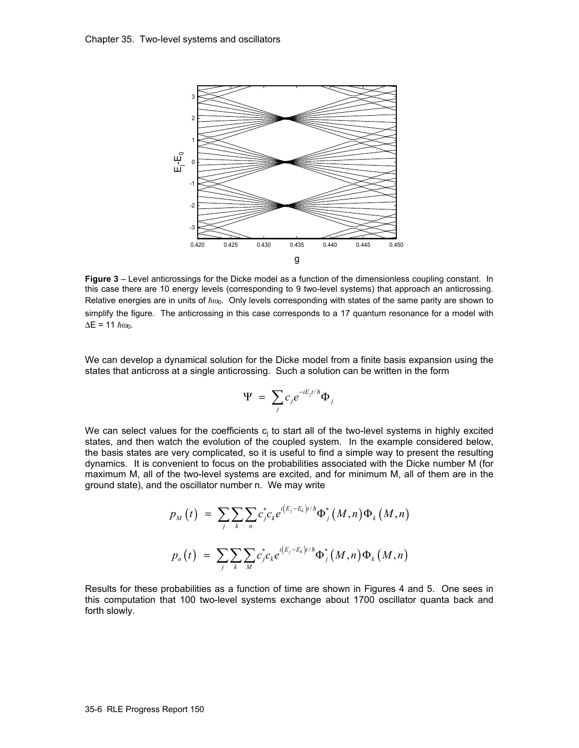**Figure 3** – Level anticrossings for the Dicke model as a function of the dimensionless coupling constant. In this case there are 10 energy levels (corresponding to 9 two-level systems) that approach an anticrossing. Relative energies are in units of $\hbar\omega_0$. Only levels corresponding with states of the same parity are shown to simplify the figure. The anticrossing in this case corresponds to a 17 quantum resonance for a model with $\Delta E = 11\ \hbar\omega_0$.

We can develop a dynamical solution for the Dicke model from a finite basis expansion using the states that anticross at a single anticrossing. Such a solution can be written in the form

$$\Psi = \sum_j c_j e^{-iE_j t/\hbar} \Phi_j$$

We can select values for the coefficients $c_j$ to start all of the two-level systems in highly excited states, and then watch the evolution of the coupled system. In the example considered below, the basis states are very complicated, so it is useful to find a simple way to present the resulting dynamics. It is convenient to focus on the probabilities associated with the Dicke number M (for maximum M, all of the two-level systems are excited, and for minimum M, all of them are in the ground state), and the oscillator number n. We may write

$$p_M(t) = \sum_j \sum_k \sum_n c_j^* c_k e^{i(E_j - E_k)t/\hbar} \Phi_j^*(M,n) \Phi_k(M,n)$$

$$p_n(t) = \sum_j \sum_k \sum_M c_j^* c_k e^{i(E_j - E_k)t/\hbar} \Phi_j^*(M,n) \Phi_k(M,n)$$

Results for these probabilities as a function of time are shown in Figures 4 and 5. One sees in this computation that 100 two-level systems exchange about 1700 oscillator quanta back and forth slowly.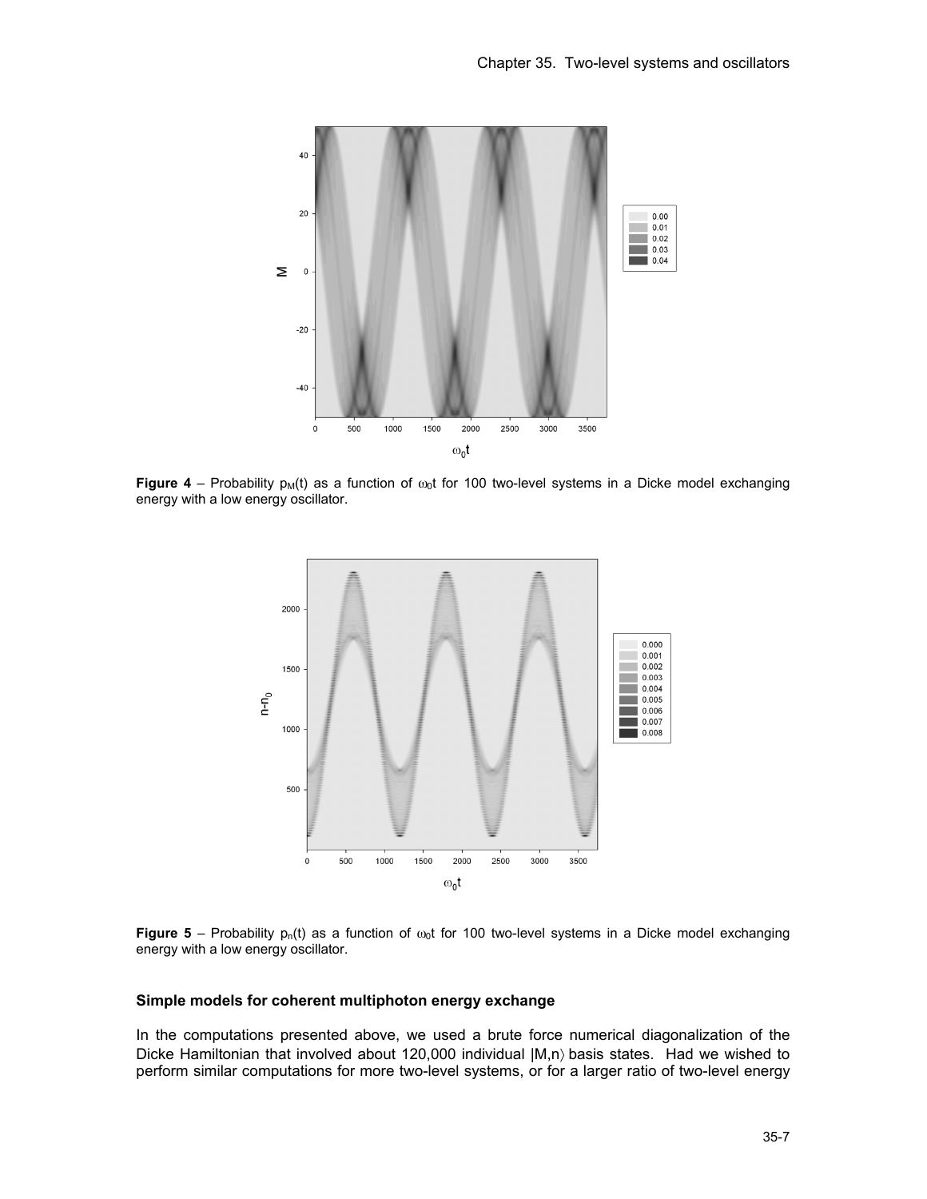**Figure 4** – Probability $p_M(t)$ as a function of $\omega_0 t$ for 100 two-level systems in a Dicke model exchanging energy with a low energy oscillator.

**Figure 5** – Probability $p_n(t)$ as a function of $\omega_0 t$ for 100 two-level systems in a Dicke model exchanging energy with a low energy oscillator.

### Simple models for coherent multiphoton energy exchange

In the computations presented above, we used a brute force numerical diagonalization of the Dicke Hamiltonian that involved about 120,000 individual $|M,n\rangle$ basis states. Had we wished to perform similar computations for more two-level systems, or for a larger ratio of two-level energy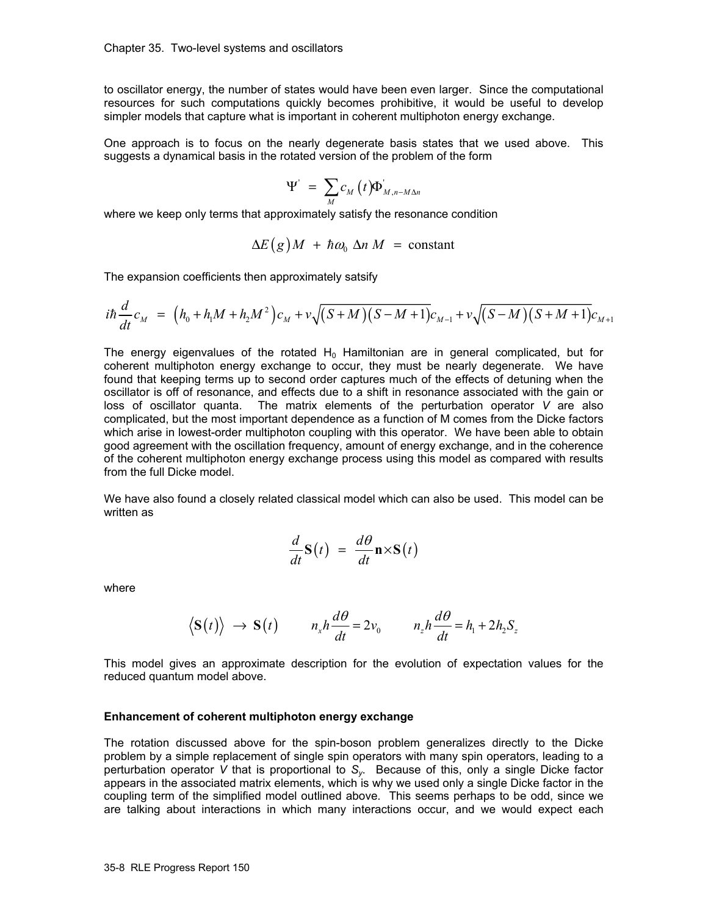to oscillator energy, the number of states would have been even larger. Since the computational resources for such computations quickly becomes prohibitive, it would be useful to develop simpler models that capture what is important in coherent multiphoton energy exchange.

One approach is to focus on the nearly degenerate basis states that we used above. This suggests a dynamical basis in the rotated version of the problem of the form

$$\Psi' = \sum_M c_M(t) \Phi'_{M,n-M\Delta n}$$

where we keep only terms that approximately satisfy the resonance condition

$$\Delta E(g) M + \hbar\omega_0 \, \Delta n \, M = \text{constant}$$

The expansion coefficients then approximately satsify

$$i\hbar \frac{d}{dt} c_M = \left(h_0 + h_1 M + h_2 M^2\right) c_M + v\sqrt{(S+M)(S-M+1)}c_{M-1} + v\sqrt{(S-M)(S+M+1)}c_{M+1}$$

The energy eigenvalues of the rotated $H_0$ Hamiltonian are in general complicated, but for coherent multiphoton energy exchange to occur, they must be nearly degenerate. We have found that keeping terms up to second order captures much of the effects of detuning when the oscillator is off of resonance, and effects due to a shift in resonance associated with the gain or loss of oscillator quanta. The matrix elements of the perturbation operator *V* are also complicated, but the most important dependence as a function of M comes from the Dicke factors which arise in lowest-order multiphoton coupling with this operator. We have been able to obtain good agreement with the oscillation frequency, amount of energy exchange, and in the coherence of the coherent multiphoton energy exchange process using this model as compared with results from the full Dicke model.

We have also found a closely related classical model which can also be used. This model can be written as

$$\frac{d}{dt}\mathbf{S}(t) = \frac{d\theta}{dt}\mathbf{n} \times \mathbf{S}(t)$$

where

$$\langle \mathbf{S}(t) \rangle \rightarrow \mathbf{S}(t) \qquad n_x h \frac{d\theta}{dt} = 2v_0 \qquad n_z h \frac{d\theta}{dt} = h_1 + 2h_2 S_z$$

This model gives an approximate description for the evolution of expectation values for the reduced quantum model above.

### Enhancement of coherent multiphoton energy exchange

The rotation discussed above for the spin-boson problem generalizes directly to the Dicke problem by a simple replacement of single spin operators with many spin operators, leading to a perturbation operator *V* that is proportional to $S_y$. Because of this, only a single Dicke factor appears in the associated matrix elements, which is why we used only a single Dicke factor in the coupling term of the simplified model outlined above. This seems perhaps to be odd, since we are talking about interactions in which many interactions occur, and we would expect each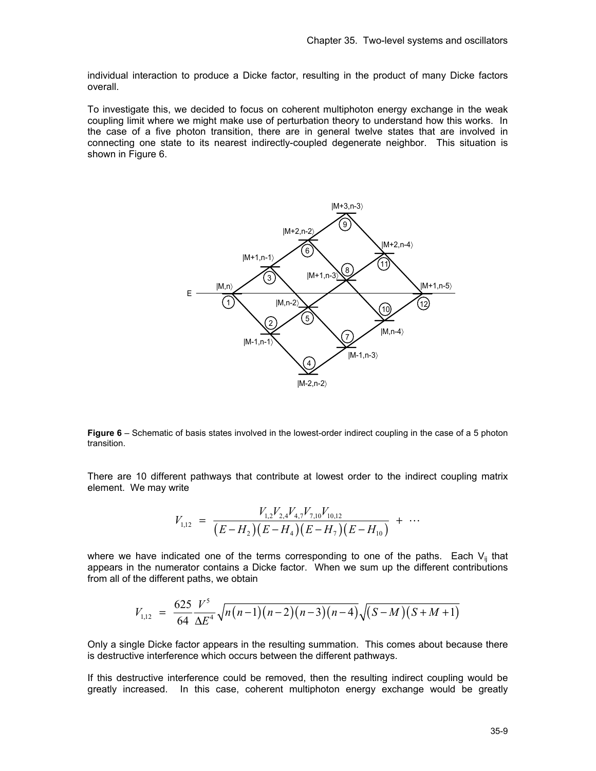individual interaction to produce a Dicke factor, resulting in the product of many Dicke factors overall.

To investigate this, we decided to focus on coherent multiphoton energy exchange in the weak coupling limit where we might make use of perturbation theory to understand how this works. In the case of a five photon transition, there are in general twelve states that are involved in connecting one state to its nearest indirectly-coupled degenerate neighbor. This situation is shown in Figure 6.

**Figure 6** – Schematic of basis states involved in the lowest-order indirect coupling in the case of a 5 photon transition.

There are 10 different pathways that contribute at lowest order to the indirect coupling matrix element. We may write

$$V_{1,12} \;=\; \frac{V_{1,2}V_{2,4}V_{4,7}V_{7,10}V_{10,12}}{\left(E-H_2\right)\left(E-H_4\right)\left(E-H_7\right)\left(E-H_{10}\right)} \;+\; \cdots$$

where we have indicated one of the terms corresponding to one of the paths. Each $V_{ij}$ that appears in the numerator contains a Dicke factor. When we sum up the different contributions from all of the different paths, we obtain

$$V_{1,12} \;=\; \frac{625}{64}\frac{V^5}{\Delta E^4}\sqrt{n(n-1)(n-2)(n-3)(n-4)}\sqrt{(S-M)(S+M+1)}$$

Only a single Dicke factor appears in the resulting summation. This comes about because there is destructive interference which occurs between the different pathways.

If this destructive interference could be removed, then the resulting indirect coupling would be greatly increased. In this case, coherent multiphoton energy exchange would be greatly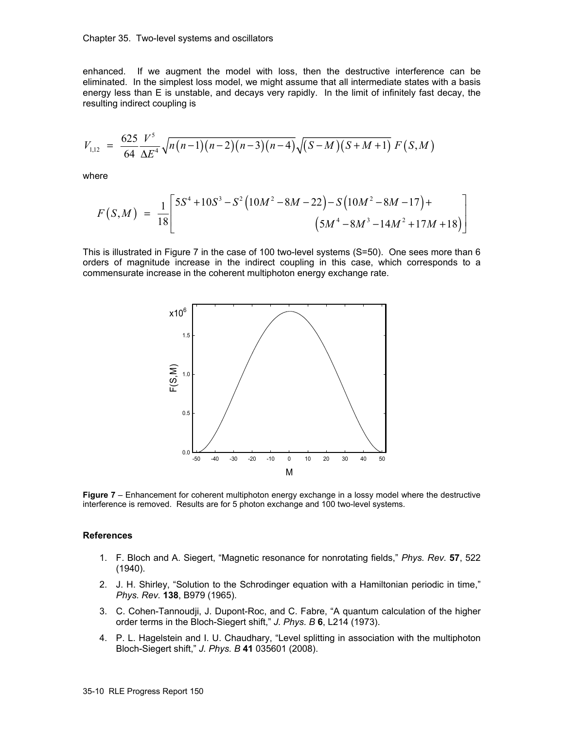enhanced. If we augment the model with loss, then the destructive interference can be eliminated. In the simplest loss model, we might assume that all intermediate states with a basis energy less than E is unstable, and decays very rapidly. In the limit of infinitely fast decay, the resulting indirect coupling is

$$V_{1,12} = \frac{625}{64} \frac{V^5}{\Delta E^4} \sqrt{n(n-1)(n-2)(n-3)(n-4)} \sqrt{(S-M)(S+M+1)}\; F(S,M)$$

where

$$F(S,M) = \frac{1}{18}\left[ 5S^4 + 10S^3 - S^2\left(10M^2 - 8M - 22\right) - S\left(10M^2 - 8M - 17\right) + \left(5M^4 - 8M^3 - 14M^2 + 17M + 18\right) \right]$$

This is illustrated in Figure 7 in the case of 100 two-level systems (S=50). One sees more than 6 orders of magnitude increase in the indirect coupling in this case, which corresponds to a commensurate increase in the coherent multiphoton energy exchange rate.

**Figure 7** – Enhancement for coherent multiphoton energy exchange in a lossy model where the destructive interference is removed. Results are for 5 photon exchange and 100 two-level systems.

### References

1. F. Bloch and A. Siegert, "Magnetic resonance for nonrotating fields," *Phys. Rev.* **57**, 522 (1940).
2. J. H. Shirley, "Solution to the Schrodinger equation with a Hamiltonian periodic in time," *Phys. Rev.* **138**, B979 (1965).
3. C. Cohen-Tannoudji, J. Dupont-Roc, and C. Fabre, "A quantum calculation of the higher order terms in the Bloch-Siegert shift," *J. Phys. B* **6**, L214 (1973).
4. P. L. Hagelstein and I. U. Chaudhary, "Level splitting in association with the multiphoton Bloch-Siegert shift," *J. Phys. B* **41** 035601 (2008).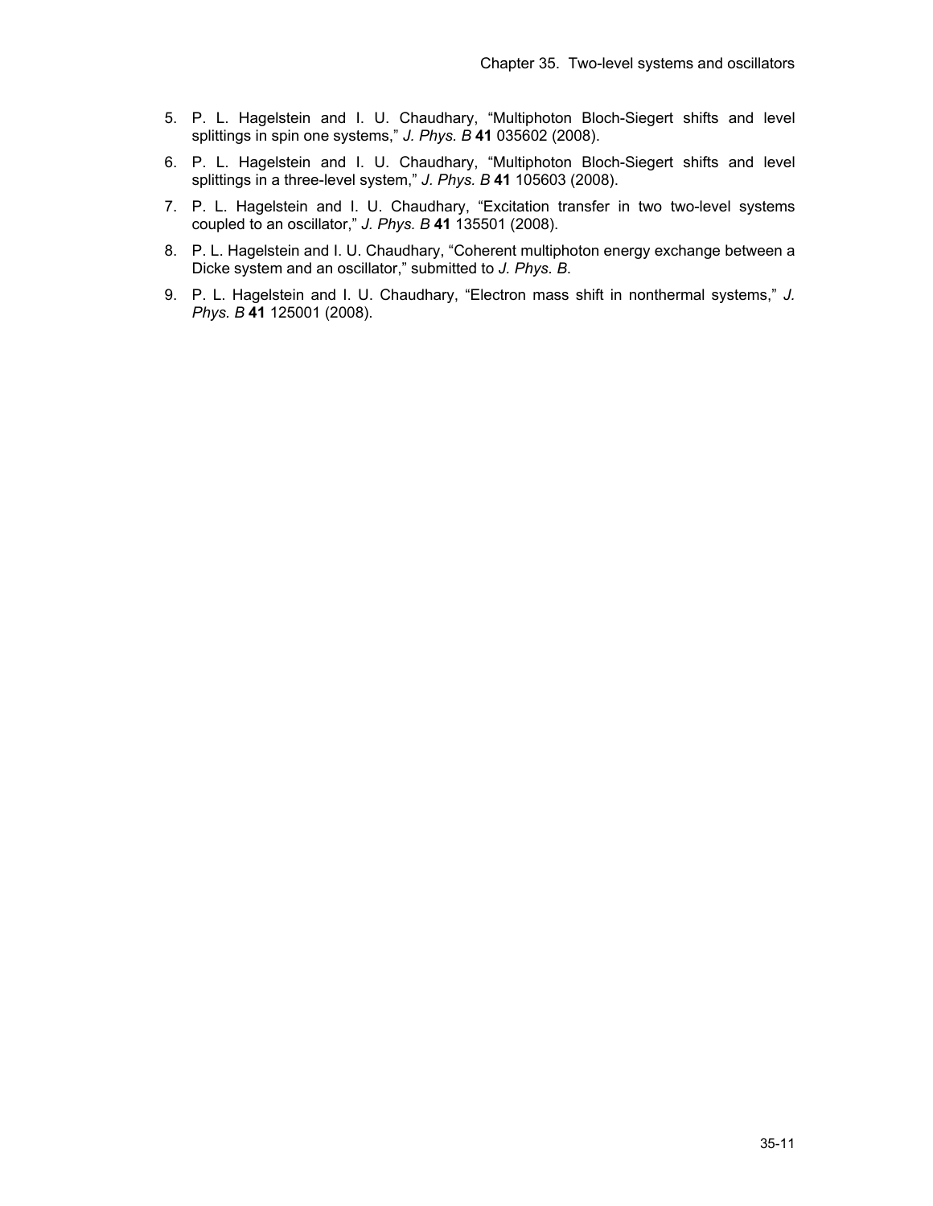5. P. L. Hagelstein and I. U. Chaudhary, “Multiphoton Bloch-Siegert shifts and level splittings in spin one systems,” *J. Phys. B* **41** 035602 (2008).
6. P. L. Hagelstein and I. U. Chaudhary, “Multiphoton Bloch-Siegert shifts and level splittings in a three-level system,” *J. Phys. B* **41** 105603 (2008).
7. P. L. Hagelstein and I. U. Chaudhary, “Excitation transfer in two two-level systems coupled to an oscillator,” *J. Phys. B* **41** 135501 (2008).
8. P. L. Hagelstein and I. U. Chaudhary, “Coherent multiphoton energy exchange between a Dicke system and an oscillator,” submitted to *J. Phys. B*.
9. P. L. Hagelstein and I. U. Chaudhary, “Electron mass shift in nonthermal systems,” *J. Phys. B* **41** 125001 (2008).